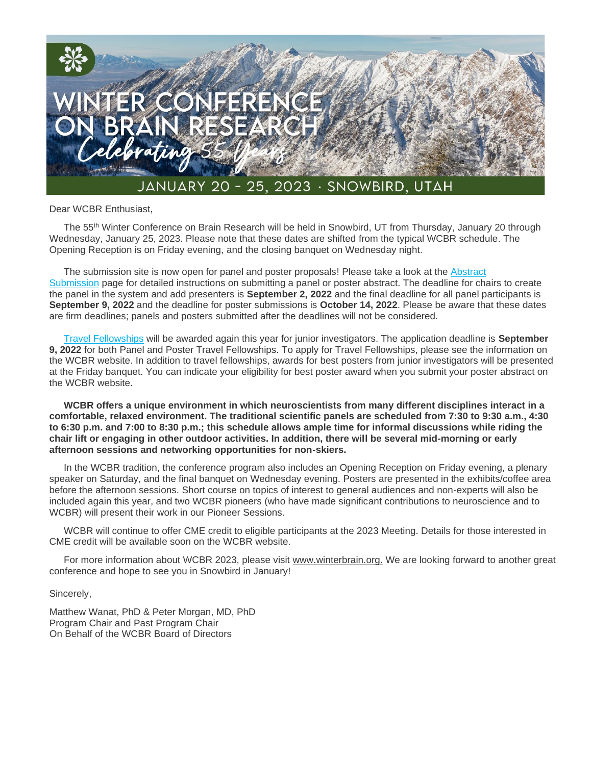# WINTER CONFERENCE ON BRAIN RESEARCH

*Celebrating 55 Years*

JANUARY 20 – 25, 2023 · SNOWBIRD, UTAH

Dear WCBR Enthusiast,

The 55th Winter Conference on Brain Research will be held in Snowbird, UT from Thursday, January 20 through Wednesday, January 25, 2023. Please note that these dates are shifted from the typical WCBR schedule. The Opening Reception is on Friday evening, and the closing banquet on Wednesday night.

The submission site is now open for panel and poster proposals! Please take a look at the Abstract Submission page for detailed instructions on submitting a panel or poster abstract. The deadline for chairs to create the panel in the system and add presenters is **September 2, 2022** and the final deadline for all panel participants is **September 9, 2022** and the deadline for poster submissions is **October 14, 2022**. Please be aware that these dates are firm deadlines; panels and posters submitted after the deadlines will not be considered.

Travel Fellowships will be awarded again this year for junior investigators. The application deadline is **September 9, 2022** for both Panel and Poster Travel Fellowships. To apply for Travel Fellowships, please see the information on the WCBR website. In addition to travel fellowships, awards for best posters from junior investigators will be presented at the Friday banquet. You can indicate your eligibility for best poster award when you submit your poster abstract on the WCBR website.

**WCBR offers a unique environment in which neuroscientists from many different disciplines interact in a comfortable, relaxed environment. The traditional scientific panels are scheduled from 7:30 to 9:30 a.m., 4:30 to 6:30 p.m. and 7:00 to 8:30 p.m.; this schedule allows ample time for informal discussions while riding the chair lift or engaging in other outdoor activities. In addition, there will be several mid-morning or early afternoon sessions and networking opportunities for non-skiers.**

In the WCBR tradition, the conference program also includes an Opening Reception on Friday evening, a plenary speaker on Saturday, and the final banquet on Wednesday evening. Posters are presented in the exhibits/coffee area before the afternoon sessions. Short course on topics of interest to general audiences and non-experts will also be included again this year, and two WCBR pioneers (who have made significant contributions to neuroscience and to WCBR) will present their work in our Pioneer Sessions.

WCBR will continue to offer CME credit to eligible participants at the 2023 Meeting. Details for those interested in CME credit will be available soon on the WCBR website.

For more information about WCBR 2023, please visit www.winterbrain.org. We are looking forward to another great conference and hope to see you in Snowbird in January!

Sincerely,

Matthew Wanat, PhD & Peter Morgan, MD, PhD
Program Chair and Past Program Chair
On Behalf of the WCBR Board of Directors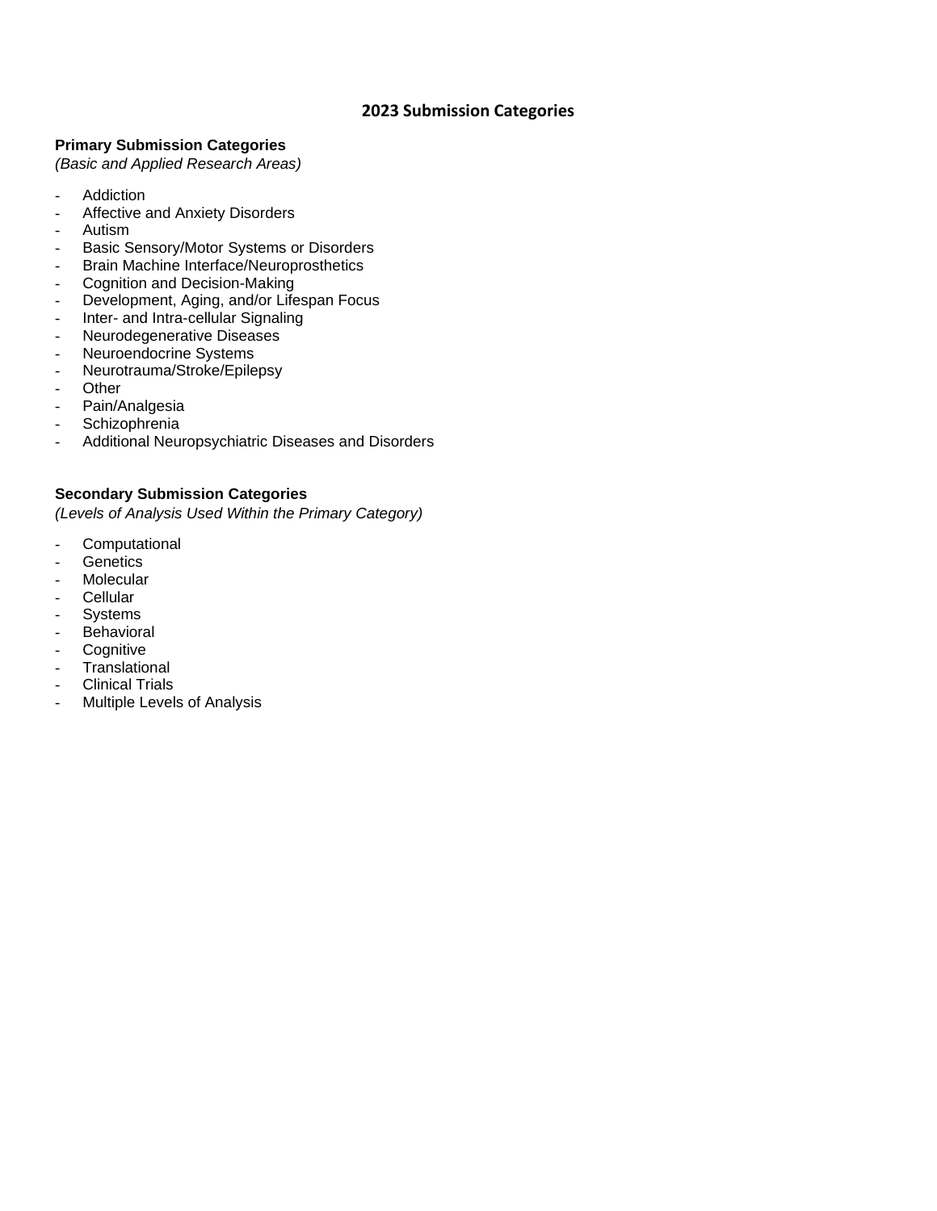# 2023 Submission Categories

**Primary Submission Categories**
*(Basic and Applied Research Areas)*

- Addiction
- Affective and Anxiety Disorders
- Autism
- Basic Sensory/Motor Systems or Disorders
- Brain Machine Interface/Neuroprosthetics
- Cognition and Decision-Making
- Development, Aging, and/or Lifespan Focus
- Inter- and Intra-cellular Signaling
- Neurodegenerative Diseases
- Neuroendocrine Systems
- Neurotrauma/Stroke/Epilepsy
- Other
- Pain/Analgesia
- Schizophrenia
- Additional Neuropsychiatric Diseases and Disorders

**Secondary Submission Categories**
*(Levels of Analysis Used Within the Primary Category)*

- Computational
- Genetics
- Molecular
- Cellular
- Systems
- Behavioral
- Cognitive
- Translational
- Clinical Trials
- Multiple Levels of Analysis